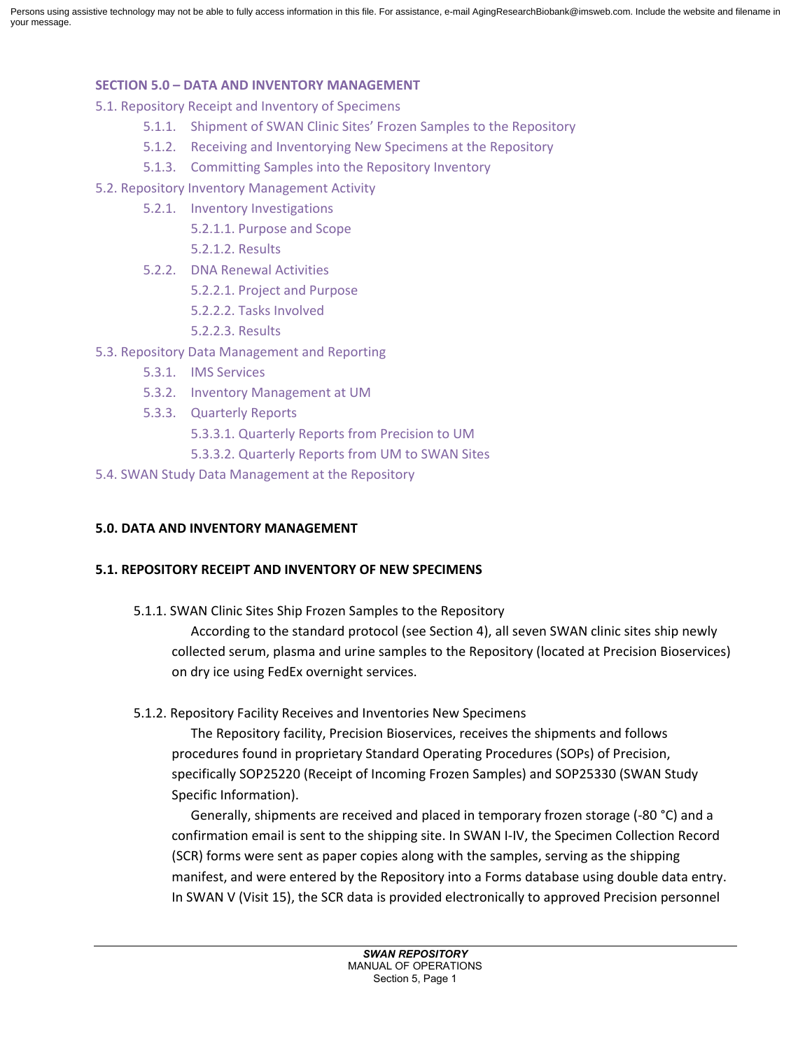Persons using assistive technology may not be able to fully access information in this file. For assistance, e-mail AgingResearchBiobank@imsweb.com. Include the website and filename in your message.

**SECTION 5.0 – DATA AND INVENTORY MANAGEMENT**

5.1. Repository Receipt and Inventory of Specimens
- 5.1.1. Shipment of SWAN Clinic Sites' Frozen Samples to the Repository
- 5.1.2. Receiving and Inventorying New Specimens at the Repository
- 5.1.3. Committing Samples into the Repository Inventory

5.2. Repository Inventory Management Activity
- 5.2.1. Inventory Investigations
  - 5.2.1.1. Purpose and Scope
  - 5.2.1.2. Results
- 5.2.2. DNA Renewal Activities
  - 5.2.2.1. Project and Purpose
  - 5.2.2.2. Tasks Involved
  - 5.2.2.3. Results

5.3. Repository Data Management and Reporting
- 5.3.1. IMS Services
- 5.3.2. Inventory Management at UM
- 5.3.3. Quarterly Reports
  - 5.3.3.1. Quarterly Reports from Precision to UM
  - 5.3.3.2. Quarterly Reports from UM to SWAN Sites

5.4. SWAN Study Data Management at the Repository

# 5.0. DATA AND INVENTORY MANAGEMENT

## 5.1. REPOSITORY RECEIPT AND INVENTORY OF NEW SPECIMENS

### 5.1.1. SWAN Clinic Sites Ship Frozen Samples to the Repository

According to the standard protocol (see Section 4), all seven SWAN clinic sites ship newly collected serum, plasma and urine samples to the Repository (located at Precision Bioservices) on dry ice using FedEx overnight services.

### 5.1.2. Repository Facility Receives and Inventories New Specimens

The Repository facility, Precision Bioservices, receives the shipments and follows procedures found in proprietary Standard Operating Procedures (SOPs) of Precision, specifically SOP25220 (Receipt of Incoming Frozen Samples) and SOP25330 (SWAN Study Specific Information).

Generally, shipments are received and placed in temporary frozen storage (-80 °C) and a confirmation email is sent to the shipping site. In SWAN I-IV, the Specimen Collection Record (SCR) forms were sent as paper copies along with the samples, serving as the shipping manifest, and were entered by the Repository into a Forms database using double data entry. In SWAN V (Visit 15), the SCR data is provided electronically to approved Precision personnel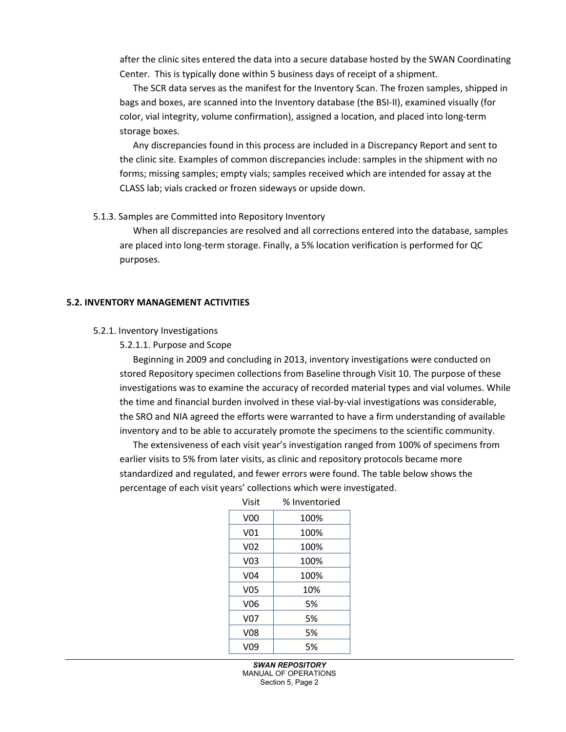after the clinic sites entered the data into a secure database hosted by the SWAN Coordinating Center. This is typically done within 5 business days of receipt of a shipment.

The SCR data serves as the manifest for the Inventory Scan. The frozen samples, shipped in bags and boxes, are scanned into the Inventory database (the BSI-II), examined visually (for color, vial integrity, volume confirmation), assigned a location, and placed into long-term storage boxes.

Any discrepancies found in this process are included in a Discrepancy Report and sent to the clinic site. Examples of common discrepancies include: samples in the shipment with no forms; missing samples; empty vials; samples received which are intended for assay at the CLASS lab; vials cracked or frozen sideways or upside down.

5.1.3. Samples are Committed into Repository Inventory

When all discrepancies are resolved and all corrections entered into the database, samples are placed into long-term storage. Finally, a 5% location verification is performed for QC purposes.

## 5.2. INVENTORY MANAGEMENT ACTIVITIES

5.2.1. Inventory Investigations

5.2.1.1. Purpose and Scope

Beginning in 2009 and concluding in 2013, inventory investigations were conducted on stored Repository specimen collections from Baseline through Visit 10. The purpose of these investigations was to examine the accuracy of recorded material types and vial volumes. While the time and financial burden involved in these vial-by-vial investigations was considerable, the SRO and NIA agreed the efforts were warranted to have a firm understanding of available inventory and to be able to accurately promote the specimens to the scientific community.

The extensiveness of each visit year's investigation ranged from 100% of specimens from earlier visits to 5% from later visits, as clinic and repository protocols became more standardized and regulated, and fewer errors were found. The table below shows the percentage of each visit years' collections which were investigated.

| Visit | % Inventoried |
|---|---|
| V00 | 100% |
| V01 | 100% |
| V02 | 100% |
| V03 | 100% |
| V04 | 100% |
| V05 | 10% |
| V06 | 5% |
| V07 | 5% |
| V08 | 5% |
| V09 | 5% |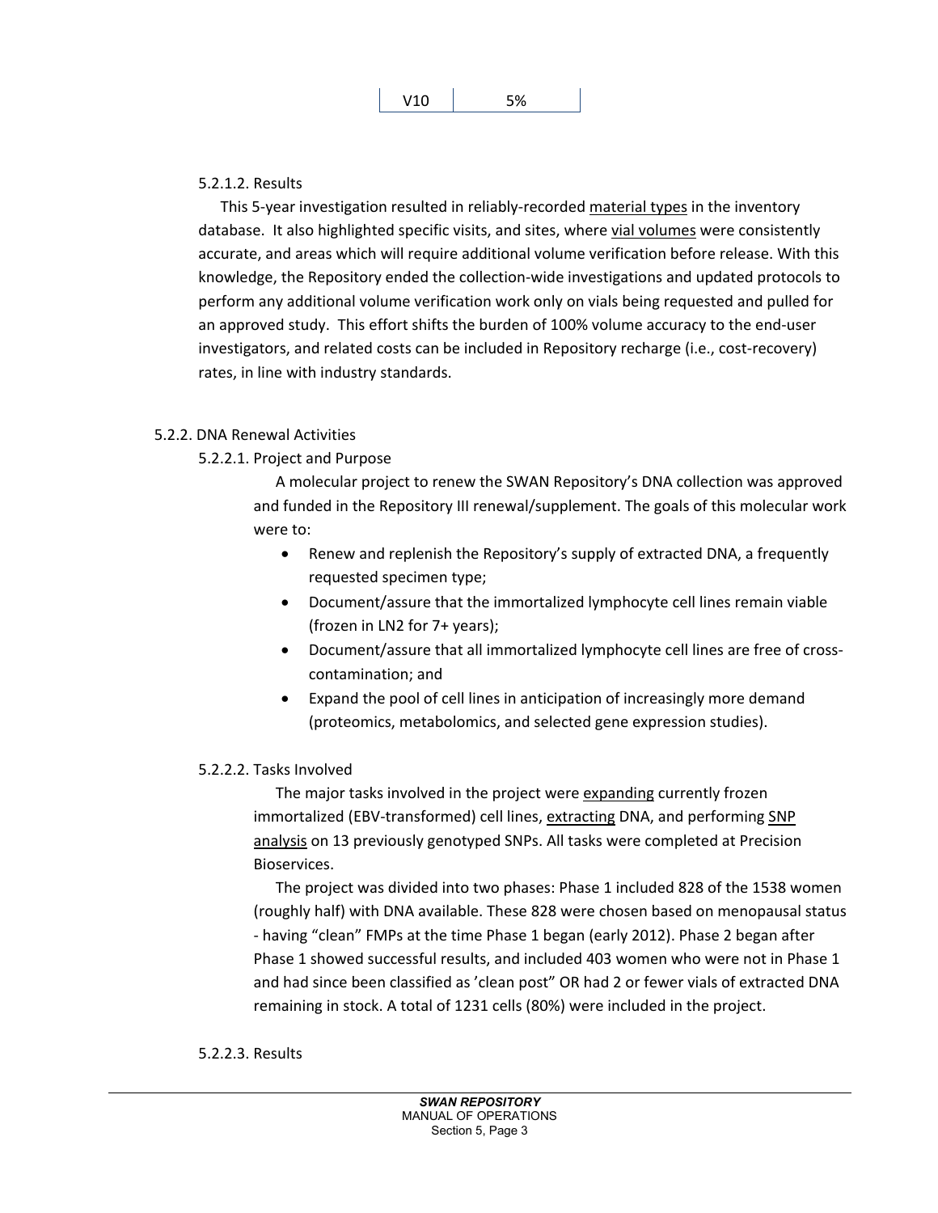| V10 | 5% |
|---|---|

5.2.1.2. Results

This 5-year investigation resulted in reliably-recorded material types in the inventory database. It also highlighted specific visits, and sites, where vial volumes were consistently accurate, and areas which will require additional volume verification before release. With this knowledge, the Repository ended the collection-wide investigations and updated protocols to perform any additional volume verification work only on vials being requested and pulled for an approved study. This effort shifts the burden of 100% volume accuracy to the end-user investigators, and related costs can be included in Repository recharge (i.e., cost-recovery) rates, in line with industry standards.

5.2.2. DNA Renewal Activities

5.2.2.1. Project and Purpose

A molecular project to renew the SWAN Repository's DNA collection was approved and funded in the Repository III renewal/supplement. The goals of this molecular work were to:

- Renew and replenish the Repository's supply of extracted DNA, a frequently requested specimen type;
- Document/assure that the immortalized lymphocyte cell lines remain viable (frozen in LN2 for 7+ years);
- Document/assure that all immortalized lymphocyte cell lines are free of cross-contamination; and
- Expand the pool of cell lines in anticipation of increasingly more demand (proteomics, metabolomics, and selected gene expression studies).

5.2.2.2. Tasks Involved

The major tasks involved in the project were expanding currently frozen immortalized (EBV-transformed) cell lines, extracting DNA, and performing SNP analysis on 13 previously genotyped SNPs. All tasks were completed at Precision Bioservices.

The project was divided into two phases: Phase 1 included 828 of the 1538 women (roughly half) with DNA available. These 828 were chosen based on menopausal status - having "clean" FMPs at the time Phase 1 began (early 2012). Phase 2 began after Phase 1 showed successful results, and included 403 women who were not in Phase 1 and had since been classified as 'clean post" OR had 2 or fewer vials of extracted DNA remaining in stock. A total of 1231 cells (80%) were included in the project.

5.2.2.3. Results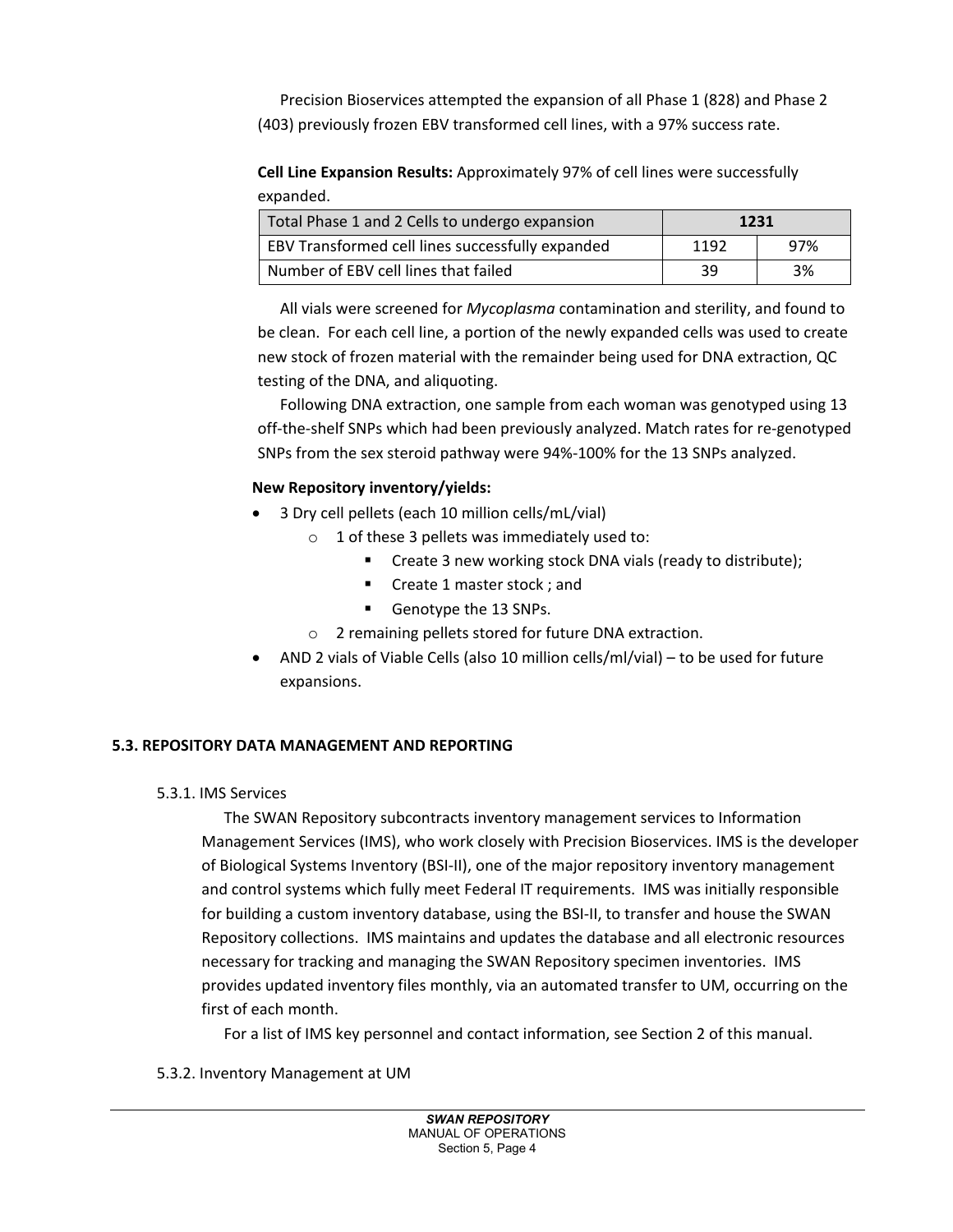Precision Bioservices attempted the expansion of all Phase 1 (828) and Phase 2 (403) previously frozen EBV transformed cell lines, with a 97% success rate.

**Cell Line Expansion Results:** Approximately 97% of cell lines were successfully expanded.

| Total Phase 1 and 2 Cells to undergo expansion | **1231** | |
|---|---|---|
| EBV Transformed cell lines successfully expanded | 1192 | 97% |
| Number of EBV cell lines that failed | 39 | 3% |

All vials were screened for *Mycoplasma* contamination and sterility, and found to be clean. For each cell line, a portion of the newly expanded cells was used to create new stock of frozen material with the remainder being used for DNA extraction, QC testing of the DNA, and aliquoting.

Following DNA extraction, one sample from each woman was genotyped using 13 off-the-shelf SNPs which had been previously analyzed. Match rates for re-genotyped SNPs from the sex steroid pathway were 94%-100% for the 13 SNPs analyzed.

**New Repository inventory/yields:**

- 3 Dry cell pellets (each 10 million cells/mL/vial)
  - 1 of these 3 pellets was immediately used to:
    - Create 3 new working stock DNA vials (ready to distribute);
    - Create 1 master stock ; and
    - Genotype the 13 SNPs.
  - 2 remaining pellets stored for future DNA extraction.
- AND 2 vials of Viable Cells (also 10 million cells/ml/vial) – to be used for future expansions.

## 5.3. REPOSITORY DATA MANAGEMENT AND REPORTING

### 5.3.1. IMS Services

The SWAN Repository subcontracts inventory management services to Information Management Services (IMS), who work closely with Precision Bioservices. IMS is the developer of Biological Systems Inventory (BSI-II), one of the major repository inventory management and control systems which fully meet Federal IT requirements. IMS was initially responsible for building a custom inventory database, using the BSI-II, to transfer and house the SWAN Repository collections. IMS maintains and updates the database and all electronic resources necessary for tracking and managing the SWAN Repository specimen inventories. IMS provides updated inventory files monthly, via an automated transfer to UM, occurring on the first of each month.

For a list of IMS key personnel and contact information, see Section 2 of this manual.

### 5.3.2. Inventory Management at UM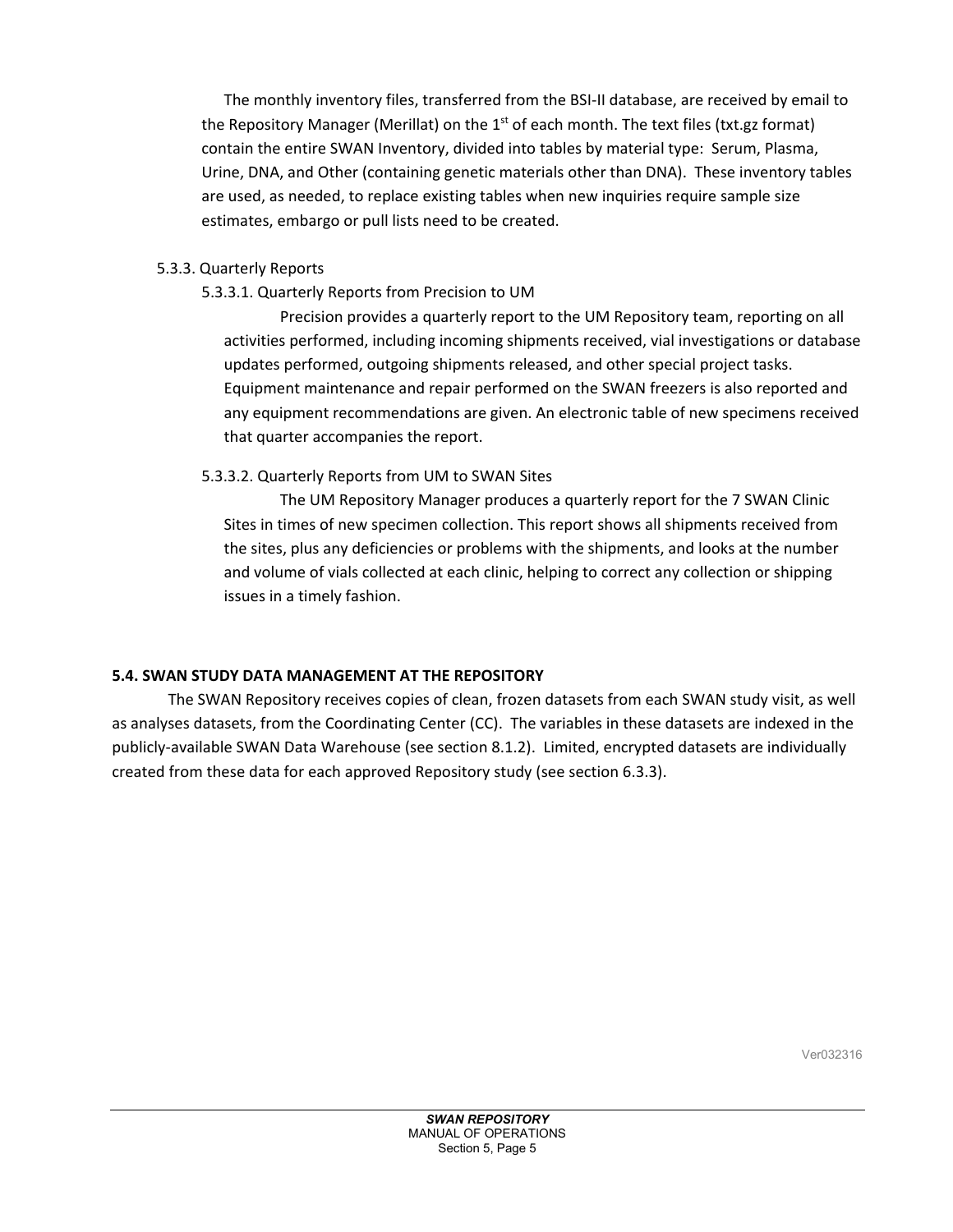The monthly inventory files, transferred from the BSI-II database, are received by email to the Repository Manager (Merillat) on the 1st of each month. The text files (txt.gz format) contain the entire SWAN Inventory, divided into tables by material type: Serum, Plasma, Urine, DNA, and Other (containing genetic materials other than DNA). These inventory tables are used, as needed, to replace existing tables when new inquiries require sample size estimates, embargo or pull lists need to be created.

5.3.3. Quarterly Reports

5.3.3.1. Quarterly Reports from Precision to UM

Precision provides a quarterly report to the UM Repository team, reporting on all activities performed, including incoming shipments received, vial investigations or database updates performed, outgoing shipments released, and other special project tasks. Equipment maintenance and repair performed on the SWAN freezers is also reported and any equipment recommendations are given. An electronic table of new specimens received that quarter accompanies the report.

5.3.3.2. Quarterly Reports from UM to SWAN Sites

The UM Repository Manager produces a quarterly report for the 7 SWAN Clinic Sites in times of new specimen collection. This report shows all shipments received from the sites, plus any deficiencies or problems with the shipments, and looks at the number and volume of vials collected at each clinic, helping to correct any collection or shipping issues in a timely fashion.

## 5.4. SWAN STUDY DATA MANAGEMENT AT THE REPOSITORY

The SWAN Repository receives copies of clean, frozen datasets from each SWAN study visit, as well as analyses datasets, from the Coordinating Center (CC). The variables in these datasets are indexed in the publicly-available SWAN Data Warehouse (see section 8.1.2). Limited, encrypted datasets are individually created from these data for each approved Repository study (see section 6.3.3).

Ver032316